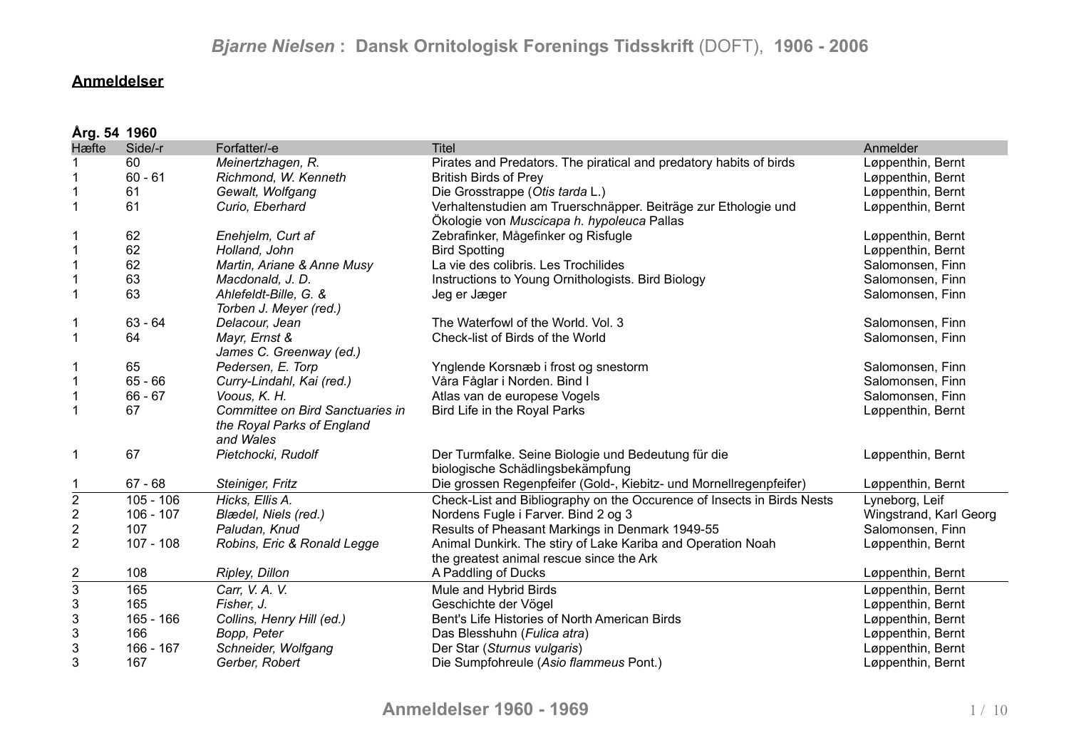## Anmeldelser

**Årg. 54 1960**

| Hæfte | Side/-r | Forfatter/-e | Titel | Anmelder |
|---|---|---|---|---|
| 1 | 60 | *Meinertzhagen, R.* | Pirates and Predators. The piratical and predatory habits of birds | Løppenthin, Bernt |
| 1 | 60 - 61 | *Richmond, W. Kenneth* | British Birds of Prey | Løppenthin, Bernt |
| 1 | 61 | *Gewalt, Wolfgang* | Die Grosstrappe (*Otis tarda* L.) | Løppenthin, Bernt |
| 1 | 61 | *Curio, Eberhard* | Verhaltenstudien am Truerschnäpper. Beiträge zur Ethologie und Ökologie von *Muscicapa h. hypoleuca* Pallas | Løppenthin, Bernt |
| 1 | 62 | *Enehjelm, Curt af* | Zebrafinker, Mågefinker og Risfugle | Løppenthin, Bernt |
| 1 | 62 | *Holland, John* | Bird Spotting | Løppenthin, Bernt |
| 1 | 62 | *Martin, Ariane & Anne Musy* | La vie des colibris. Les Trochilides | Salomonsen, Finn |
| 1 | 63 | *Macdonald, J. D.* | Instructions to Young Ornithologists. Bird Biology | Salomonsen, Finn |
| 1 | 63 | *Ahlefeldt-Bille, G. & Torben J. Meyer (red.)* | Jeg er Jæger | Salomonsen, Finn |
| 1 | 63 - 64 | *Delacour, Jean* | The Waterfowl of the World. Vol. 3 | Salomonsen, Finn |
| 1 | 64 | *Mayr, Ernst & James C. Greenway (ed.)* | Check-list of Birds of the World | Salomonsen, Finn |
| 1 | 65 | *Pedersen, E. Torp* | Ynglende Korsnæb i frost og snestorm | Salomonsen, Finn |
| 1 | 65 - 66 | *Curry-Lindahl, Kai (red.)* | Våra Fåglar i Norden. Bind I | Salomonsen, Finn |
| 1 | 66 - 67 | *Voous, K. H.* | Atlas van de europese Vogels | Salomonsen, Finn |
| 1 | 67 | *Committee on Bird Sanctuaries in the Royal Parks of England and Wales* | Bird Life in the Royal Parks | Løppenthin, Bernt |
| 1 | 67 | *Pietchocki, Rudolf* | Der Turmfalke. Seine Biologie und Bedeutung für die biologische Schädlingsbekämpfung | Løppenthin, Bernt |
| 1 | 67 - 68 | *Steiniger, Fritz* | Die grossen Regenpfeifer (Gold-, Kiebitz- und Mornellregenpfeifer) | Løppenthin, Bernt |
| 2 | 105 - 106 | *Hicks, Ellis A.* | Check-List and Bibliography on the Occurence of Insects in Birds Nests | Lyneborg, Leif |
| 2 | 106 - 107 | *Blædel, Niels (red.)* | Nordens Fugle i Farver. Bind 2 og 3 | Wingstrand, Karl Georg |
| 2 | 107 | *Paludan, Knud* | Results of Pheasant Markings in Denmark 1949-55 | Salomonsen, Finn |
| 2 | 107 - 108 | *Robins, Eric & Ronald Legge* | Animal Dunkirk. The stiry of Lake Kariba and Operation Noah the greatest animal rescue since the Ark | Løppenthin, Bernt |
| 2 | 108 | *Ripley, Dillon* | A Paddling of Ducks | Løppenthin, Bernt |
| 3 | 165 | *Carr, V. A. V.* | Mule and Hybrid Birds | Løppenthin, Bernt |
| 3 | 165 | *Fisher, J.* | Geschichte der Vögel | Løppenthin, Bernt |
| 3 | 165 - 166 | *Collins, Henry Hill (ed.)* | Bent's Life Histories of North American Birds | Løppenthin, Bernt |
| 3 | 166 | *Bopp, Peter* | Das Blesshuhn (*Fulica atra*) | Løppenthin, Bernt |
| 3 | 166 - 167 | *Schneider, Wolfgang* | Der Star (*Sturnus vulgaris*) | Løppenthin, Bernt |
| 3 | 167 | *Gerber, Robert* | Die Sumpfohreule (*Asio flammeus* Pont.) | Løppenthin, Bernt |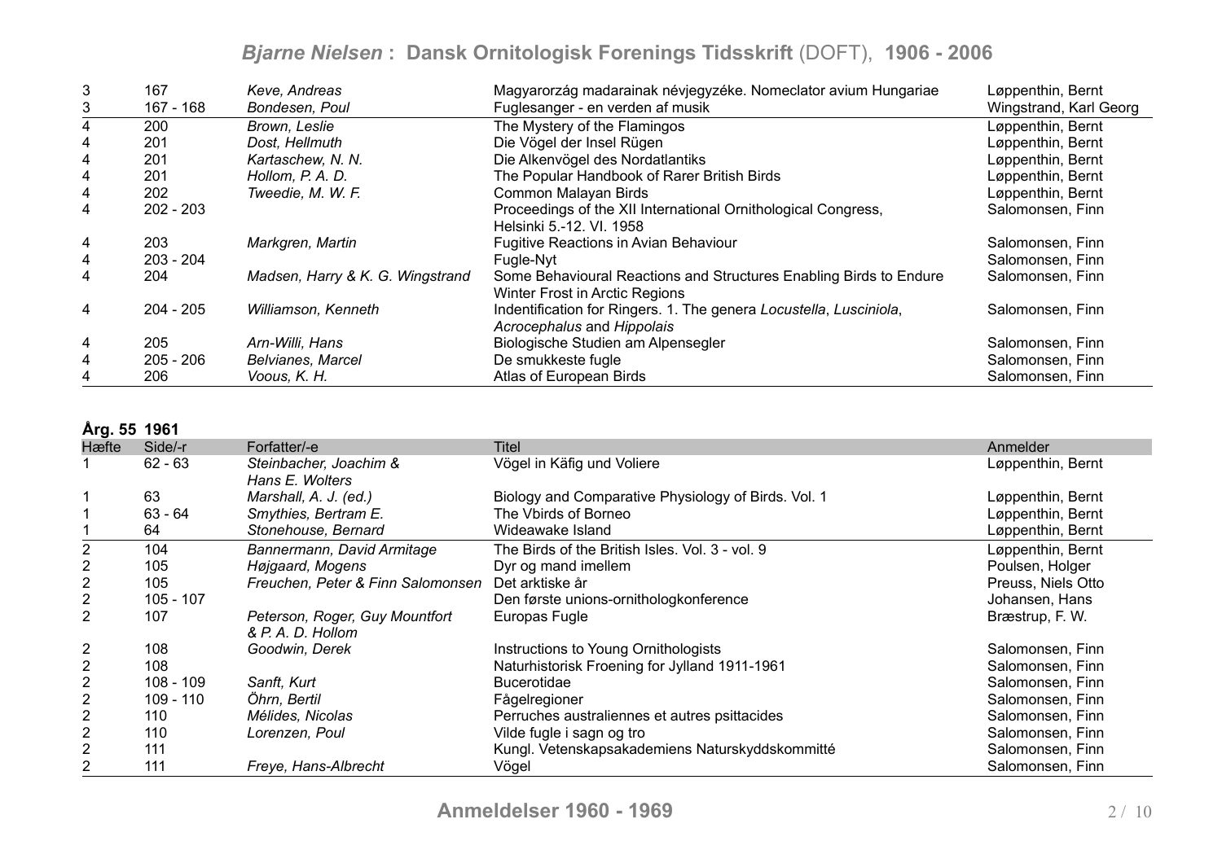| Hæfte | Side/-r | Forfatter/-e | Titel | Anmelder |
|---|---|---|---|---|
| 3 | 167 | *Keve, Andreas* | Magyarország madarainak névjegyzéke. Nomeclator avium Hungariae | Løppenthin, Bernt |
| 3 | 167 - 168 | *Bondesen, Poul* | Fuglesanger - en verden af musik | Wingstrand, Karl Georg |
| 4 | 200 | *Brown, Leslie* | The Mystery of the Flamingos | Løppenthin, Bernt |
| 4 | 201 | *Dost, Hellmuth* | Die Vögel der Insel Rügen | Løppenthin, Bernt |
| 4 | 201 | *Kartaschew, N. N.* | Die Alkenvögel des Nordatlantiks | Løppenthin, Bernt |
| 4 | 201 | *Hollom, P. A. D.* | The Popular Handbook of Rarer British Birds | Løppenthin, Bernt |
| 4 | 202 | *Tweedie, M. W. F.* | Common Malayan Birds | Løppenthin, Bernt |
| 4 | 202 - 203 | | Proceedings of the XII International Ornithological Congress, Helsinki 5.-12. VI. 1958 | Salomonsen, Finn |
| 4 | 203 | *Markgren, Martin* | Fugitive Reactions in Avian Behaviour | Salomonsen, Finn |
| 4 | 203 - 204 | | Fugle-Nyt | Salomonsen, Finn |
| 4 | 204 | *Madsen, Harry & K. G. Wingstrand* | Some Behavioural Reactions and Structures Enabling Birds to Endure Winter Frost in Arctic Regions | Salomonsen, Finn |
| 4 | 204 - 205 | *Williamson, Kenneth* | Indentification for Ringers. 1. The genera *Locustella*, *Lusciniola*, *Acrocephalus* and *Hippolais* | Salomonsen, Finn |
| 4 | 205 | *Arn-Willi, Hans* | Biologische Studien am Alpensegler | Salomonsen, Finn |
| 4 | 205 - 206 | *Belvianes, Marcel* | De smukkeste fugle | Salomonsen, Finn |
| 4 | 206 | *Voous, K. H.* | Atlas of European Birds | Salomonsen, Finn |

**Årg. 55 1961**

| Hæfte | Side/-r | Forfatter/-e | Titel | Anmelder |
|---|---|---|---|---|
| 1 | 62 - 63 | *Steinbacher, Joachim & Hans E. Wolters* | Vögel in Käfig und Voliere | Løppenthin, Bernt |
| 1 | 63 | *Marshall, A. J. (ed.)* | Biology and Comparative Physiology of Birds. Vol. 1 | Løppenthin, Bernt |
| 1 | 63 - 64 | *Smythies, Bertram E.* | The Vbirds of Borneo | Løppenthin, Bernt |
| 1 | 64 | *Stonehouse, Bernard* | Wideawake Island | Løppenthin, Bernt |
| 2 | 104 | *Bannermann, David Armitage* | The Birds of the British Isles. Vol. 3 - vol. 9 | Løppenthin, Bernt |
| 2 | 105 | *Højgaard, Mogens* | Dyr og mand imellem | Poulsen, Holger |
| 2 | 105 | *Freuchen, Peter & Finn Salomonsen* | Det arktiske år | Preuss, Niels Otto |
| 2 | 105 - 107 | | Den første unions-ornithologkonference | Johansen, Hans |
| 2 | 107 | *Peterson, Roger, Guy Mountfort & P. A. D. Hollom* | Europas Fugle | Bræstrup, F. W. |
| 2 | 108 | *Goodwin, Derek* | Instructions to Young Ornithologists | Salomonsen, Finn |
| 2 | 108 | | Naturhistorisk Froening for Jylland 1911-1961 | Salomonsen, Finn |
| 2 | 108 - 109 | *Sanft, Kurt* | Bucerotidae | Salomonsen, Finn |
| 2 | 109 - 110 | *Öhrn, Bertil* | Fågelregioner | Salomonsen, Finn |
| 2 | 110 | *Mélides, Nicolas* | Perruches australiennes et autres psittacides | Salomonsen, Finn |
| 2 | 110 | *Lorenzen, Poul* | Vilde fugle i sagn og tro | Salomonsen, Finn |
| 2 | 111 | | Kungl. Vetenskapsakademiens Naturskyddskommitté | Salomonsen, Finn |
| 2 | 111 | *Freye, Hans-Albrecht* | Vögel | Salomonsen, Finn |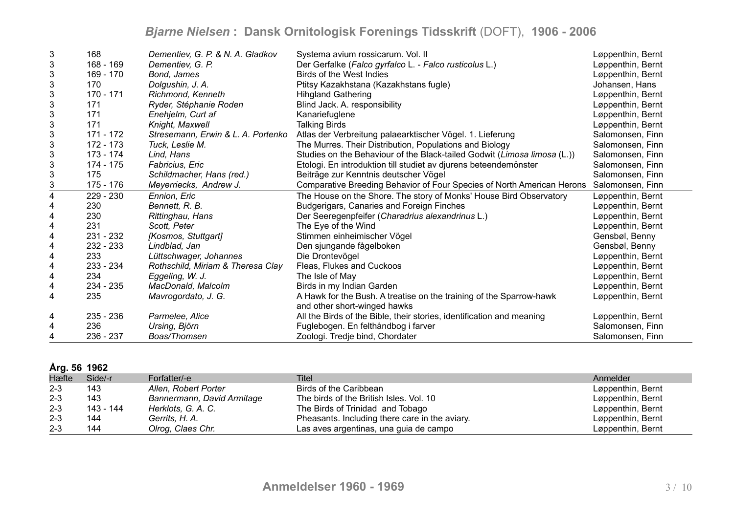| Hæfte | Side/-r | Forfatter/-e | Titel | Anmelder |
|---|---|---|---|---|
| 3 | 168 | *Dementiev, G. P. & N. A. Gladkov* | Systema avium rossicarum. Vol. II | Løppenthin, Bernt |
| 3 | 168 - 169 | *Dementiev, G. P.* | Der Gerfalke (*Falco gyrfalco* L. - *Falco rusticolus* L.) | Løppenthin, Bernt |
| 3 | 169 - 170 | *Bond, James* | Birds of the West Indies | Løppenthin, Bernt |
| 3 | 170 | *Dolgushin, J. A.* | Ptitsy Kazakhstana (Kazakhstans fugle) | Johansen, Hans |
| 3 | 170 - 171 | *Richmond, Kenneth* | Hihgland Gathering | Løppenthin, Bernt |
| 3 | 171 | *Ryder, Stéphanie Roden* | Blind Jack. A. responsibility | Løppenthin, Bernt |
| 3 | 171 | *Enehjelm, Curt af* | Kanariefuglene | Løppenthin, Bernt |
| 3 | 171 | *Knight, Maxwell* | Talking Birds | Løppenthin, Bernt |
| 3 | 171 - 172 | *Stresemann, Erwin & L. A. Portenko* | Atlas der Verbreitung palaearktischer Vögel. 1. Lieferung | Salomonsen, Finn |
| 3 | 172 - 173 | *Tuck, Leslie M.* | The Murres. Their Distribution, Populations and Biology | Salomonsen, Finn |
| 3 | 173 - 174 | *Lind, Hans* | Studies on the Behaviour of the Black-tailed Godwit (*Limosa limosa* (L.)) | Salomonsen, Finn |
| 3 | 174 - 175 | *Fabricius, Eric* | Etologi. En introduktion till studiet av djurens beteendemönster | Salomonsen, Finn |
| 3 | 175 | *Schildmacher, Hans (red.)* | Beiträge zur Kenntnis deutscher Vögel | Salomonsen, Finn |
| 3 | 175 - 176 | *Meyerriecks, Andrew J.* | Comparative Breeding Behavior of Four Species of North American Herons | Salomonsen, Finn |
| 4 | 229 - 230 | *Ennion, Eric* | The House on the Shore. The story of Monks' House Bird Observatory | Løppenthin, Bernt |
| 4 | 230 | *Bennett, R. B.* | Budgerigars, Canaries and Foreign Finches | Løppenthin, Bernt |
| 4 | 230 | *Rittinghau, Hans* | Der Seeregenpfeifer (*Charadrius alexandrinus* L.) | Løppenthin, Bernt |
| 4 | 231 | *Scott, Peter* | The Eye of the Wind | Løppenthin, Bernt |
| 4 | 231 - 232 | *[Kosmos, Stuttgart]* | Stimmen einheimischer Vögel | Gensbøl, Benny |
| 4 | 232 - 233 | *Lindblad, Jan* | Den sjungande fågelboken | Gensbøl, Benny |
| 4 | 233 | *Lüttschwager, Johannes* | Die Drontevögel | Løppenthin, Bernt |
| 4 | 233 - 234 | *Rothschild, Miriam & Theresa Clay* | Fleas, Flukes and Cuckoos | Løppenthin, Bernt |
| 4 | 234 | *Eggeling, W. J.* | The Isle of May | Løppenthin, Bernt |
| 4 | 234 - 235 | *MacDonald, Malcolm* | Birds in my Indian Garden | Løppenthin, Bernt |
| 4 | 235 | *Mavrogordato, J. G.* | A Hawk for the Bush. A treatise on the training of the Sparrow-hawk and other short-winged hawks | Løppenthin, Bernt |
| 4 | 235 - 236 | *Parmelee, Alice* | All the Birds of the Bible, their stories, identification and meaning | Løppenthin, Bernt |
| 4 | 236 | *Ursing, Björn* | Fuglebogen. En felthåndbog i farver | Salomonsen, Finn |
| 4 | 236 - 237 | *Boas/Thomsen* | Zoologi. Tredje bind, Chordater | Salomonsen, Finn |

**Årg. 56 1962**

| Hæfte | Side/-r | Forfatter/-e | Titel | Anmelder |
|---|---|---|---|---|
| 2-3 | 143 | *Allen, Robert Porter* | Birds of the Caribbean | Løppenthin, Bernt |
| 2-3 | 143 | *Bannermann, David Armitage* | The birds of the British Isles. Vol. 10 | Løppenthin, Bernt |
| 2-3 | 143 - 144 | *Herklots, G. A. C.* | The Birds of Trinidad and Tobago | Løppenthin, Bernt |
| 2-3 | 144 | *Gerrits, H. A.* | Pheasants. Including there care in the aviary. | Løppenthin, Bernt |
| 2-3 | 144 | *Olrog, Claes Chr.* | Las aves argentinas, una guia de campo | Løppenthin, Bernt |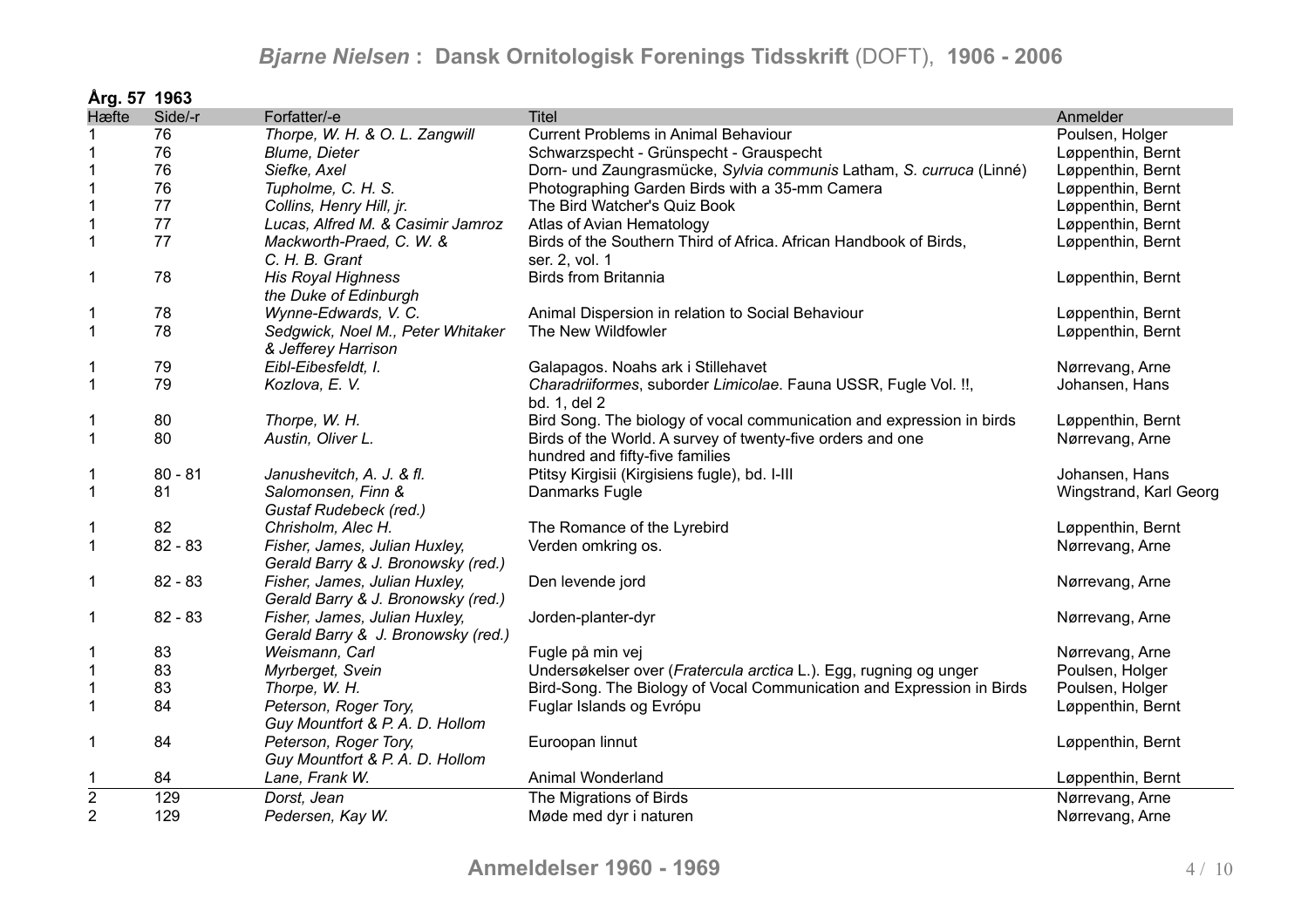**Årg. 57 1963**

| Hæfte | Side/-r | Forfatter/-e | Titel | Anmelder |
|---|---|---|---|---|
| 1 | 76 | *Thorpe, W. H. & O. L. Zangwill* | Current Problems in Animal Behaviour | Poulsen, Holger |
| 1 | 76 | *Blume, Dieter* | Schwarzspecht - Grünspecht - Grauspecht | Løppenthin, Bernt |
| 1 | 76 | *Siefke, Axel* | Dorn- und Zaungrasmücke, *Sylvia communis* Latham, *S. curruca* (Linné) | Løppenthin, Bernt |
| 1 | 76 | *Tupholme, C. H. S.* | Photographing Garden Birds with a 35-mm Camera | Løppenthin, Bernt |
| 1 | 77 | *Collins, Henry Hill, jr.* | The Bird Watcher's Quiz Book | Løppenthin, Bernt |
| 1 | 77 | *Lucas, Alfred M. & Casimir Jamroz* | Atlas of Avian Hematology | Løppenthin, Bernt |
| 1 | 77 | *Mackworth-Praed, C. W. & C. H. B. Grant* | Birds of the Southern Third of Africa. African Handbook of Birds, ser. 2, vol. 1 | Løppenthin, Bernt |
| 1 | 78 | *His Royal Highness the Duke of Edinburgh* | Birds from Britannia | Løppenthin, Bernt |
| 1 | 78 | *Wynne-Edwards, V. C.* | Animal Dispersion in relation to Social Behaviour | Løppenthin, Bernt |
| 1 | 78 | *Sedgwick, Noel M., Peter Whitaker & Jefferey Harrison* | The New Wildfowler | Løppenthin, Bernt |
| 1 | 79 | *Eibl-Eibesfeldt, I.* | Galapagos. Noahs ark i Stillehavet | Nørrevang, Arne |
| 1 | 79 | *Kozlova, E. V.* | *Charadriiformes*, suborder *Limicolae*. Fauna USSR, Fugle Vol. !!, bd. 1, del 2 | Johansen, Hans |
| 1 | 80 | *Thorpe, W. H.* | Bird Song. The biology of vocal communication and expression in birds | Løppenthin, Bernt |
| 1 | 80 | *Austin, Oliver L.* | Birds of the World. A survey of twenty-five orders and one hundred and fifty-five families | Nørrevang, Arne |
| 1 | 80 - 81 | *Janushevitch, A. J. & fl.* | Ptitsy Kirgisii (Kirgisiens fugle), bd. I-III | Johansen, Hans |
| 1 | 81 | *Salomonsen, Finn & Gustaf Rudebeck (red.)* | Danmarks Fugle | Wingstrand, Karl Georg |
| 1 | 82 | *Chrisholm, Alec H.* | The Romance of the Lyrebird | Løppenthin, Bernt |
| 1 | 82 - 83 | *Fisher, James, Julian Huxley, Gerald Barry & J. Bronowsky (red.)* | Verden omkring os. | Nørrevang, Arne |
| 1 | 82 - 83 | *Fisher, James, Julian Huxley, Gerald Barry & J. Bronowsky (red.)* | Den levende jord | Nørrevang, Arne |
| 1 | 82 - 83 | *Fisher, James, Julian Huxley, Gerald Barry & J. Bronowsky (red.)* | Jorden-planter-dyr | Nørrevang, Arne |
| 1 | 83 | *Weismann, Carl* | Fugle på min vej | Nørrevang, Arne |
| 1 | 83 | *Myrberget, Svein* | Undersøkelser over (*Fratercula arctica* L.). Egg, rugning og unger | Poulsen, Holger |
| 1 | 83 | *Thorpe, W. H.* | Bird-Song. The Biology of Vocal Communication and Expression in Birds | Poulsen, Holger |
| 1 | 84 | *Peterson, Roger Tory, Guy Mountfort & P. A. D. Hollom* | Fuglar Islands og Evrópu | Løppenthin, Bernt |
| 1 | 84 | *Peterson, Roger Tory, Guy Mountfort & P. A. D. Hollom* | Euroopan linnut | Løppenthin, Bernt |
| 1 | 84 | *Lane, Frank W.* | Animal Wonderland | Løppenthin, Bernt |
| 2 | 129 | *Dorst, Jean* | The Migrations of Birds | Nørrevang, Arne |
| 2 | 129 | *Pedersen, Kay W.* | Møde med dyr i naturen | Nørrevang, Arne |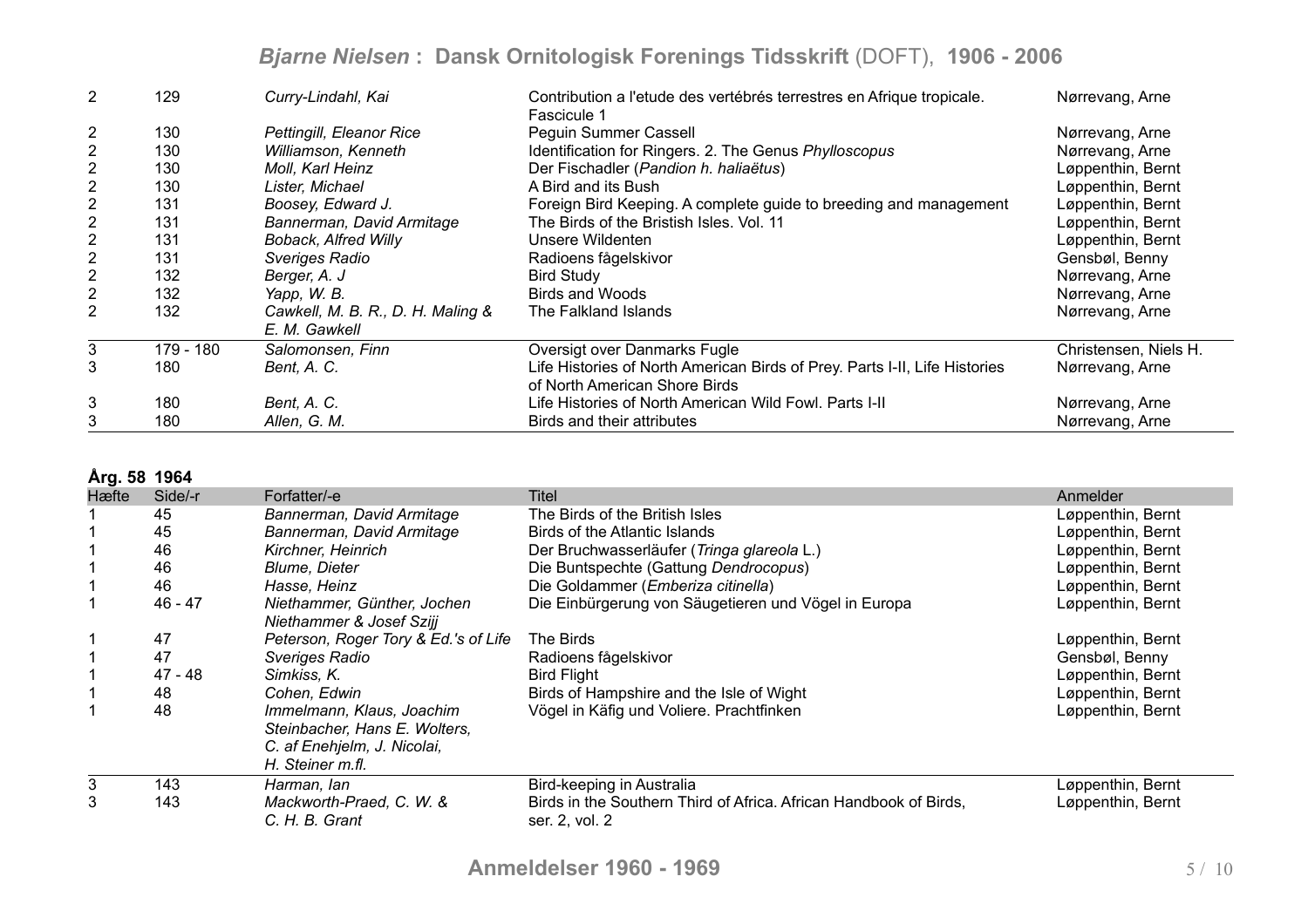| | | | | |
|---|---|---|---|---|
| 2 | 129 | *Curry-Lindahl, Kai* | Contribution a l'etude des vertébrés terrestres en Afrique tropicale. Fascicule 1 | Nørrevang, Arne |
| 2 | 130 | *Pettingill, Eleanor Rice* | Peguin Summer Cassell | Nørrevang, Arne |
| 2 | 130 | *Williamson, Kenneth* | Identification for Ringers. 2. The Genus *Phylloscopus* | Nørrevang, Arne |
| 2 | 130 | *Moll, Karl Heinz* | Der Fischadler (*Pandion h. haliaëtus*) | Løppenthin, Bernt |
| 2 | 130 | *Lister, Michael* | A Bird and its Bush | Løppenthin, Bernt |
| 2 | 131 | *Boosey, Edward J.* | Foreign Bird Keeping. A complete guide to breeding and management | Løppenthin, Bernt |
| 2 | 131 | *Bannerman, David Armitage* | The Birds of the Bristish Isles. Vol. 11 | Løppenthin, Bernt |
| 2 | 131 | *Boback, Alfred Willy* | Unsere Wildenten | Løppenthin, Bernt |
| 2 | 131 | *Sveriges Radio* | Radioens fågelskivor | Gensbøl, Benny |
| 2 | 132 | *Berger, A. J* | Bird Study | Nørrevang, Arne |
| 2 | 132 | *Yapp, W. B.* | Birds and Woods | Nørrevang, Arne |
| 2 | 132 | *Cawkell, M. B. R., D. H. Maling & E. M. Gawkell* | The Falkland Islands | Nørrevang, Arne |
| 3 | 179 - 180 | *Salomonsen, Finn* | Oversigt over Danmarks Fugle | Christensen, Niels H. |
| 3 | 180 | *Bent, A. C.* | Life Histories of North American Birds of Prey. Parts I-II, Life Histories of North American Shore Birds | Nørrevang, Arne |
| 3 | 180 | *Bent, A. C.* | Life Histories of North American Wild Fowl. Parts I-II | Nørrevang, Arne |
| 3 | 180 | *Allen, G. M.* | Birds and their attributes | Nørrevang, Arne |

**Årg. 58 1964**

| Hæfte | Side/-r | Forfatter/-e | Titel | Anmelder |
|---|---|---|---|---|
| 1 | 45 | *Bannerman, David Armitage* | The Birds of the British Isles | Løppenthin, Bernt |
| 1 | 45 | *Bannerman, David Armitage* | Birds of the Atlantic Islands | Løppenthin, Bernt |
| 1 | 46 | *Kirchner, Heinrich* | Der Bruchwasserläufer (*Tringa glareola* L.) | Løppenthin, Bernt |
| 1 | 46 | *Blume, Dieter* | Die Buntspechte (Gattung *Dendrocopus*) | Løppenthin, Bernt |
| 1 | 46 | *Hasse, Heinz* | Die Goldammer (*Emberiza citinella*) | Løppenthin, Bernt |
| 1 | 46 - 47 | *Niethammer, Günther, Jochen Niethammer & Josef Szijj* | Die Einbürgerung von Säugetieren und Vögel in Europa | Løppenthin, Bernt |
| 1 | 47 | *Peterson, Roger Tory & Ed.'s of Life* | The Birds | Løppenthin, Bernt |
| 1 | 47 | *Sveriges Radio* | Radioens fågelskivor | Gensbøl, Benny |
| 1 | 47 - 48 | *Simkiss, K.* | Bird Flight | Løppenthin, Bernt |
| 1 | 48 | *Cohen, Edwin* | Birds of Hampshire and the Isle of Wight | Løppenthin, Bernt |
| 1 | 48 | *Immelmann, Klaus, Joachim Steinbacher, Hans E. Wolters, C. af Enehjelm, J. Nicolai, H. Steiner m.fl.* | Vögel in Käfig und Voliere. Prachtfinken | Løppenthin, Bernt |
| 3 | 143 | *Harman, Ian* | Bird-keeping in Australia | Løppenthin, Bernt |
| 3 | 143 | *Mackworth-Praed, C. W. & C. H. B. Grant* | Birds in the Southern Third of Africa. African Handbook of Birds, ser. 2, vol. 2 | Løppenthin, Bernt |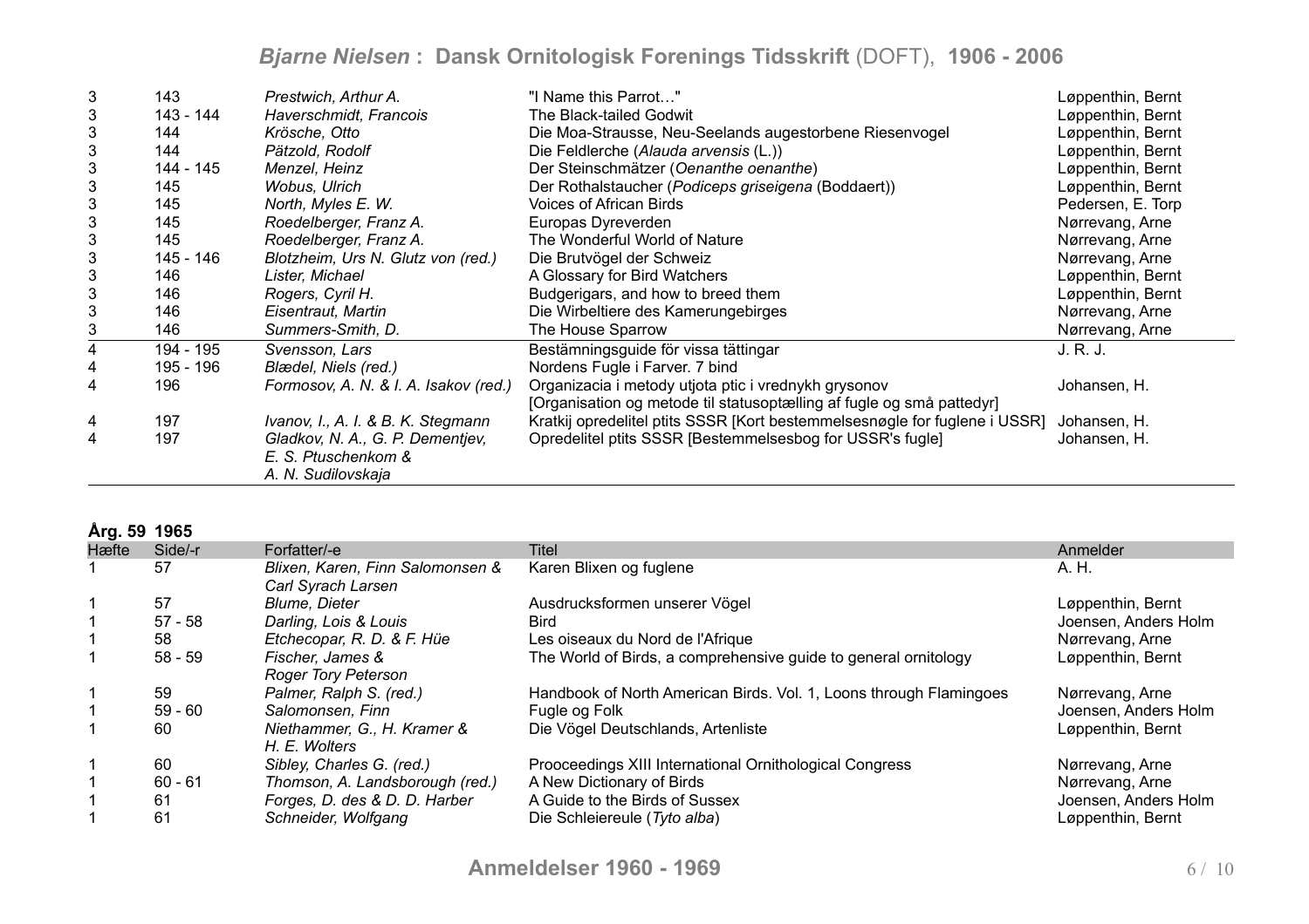| Hæfte | Side/-r | Forfatter/-e | Titel | Anmelder |
|---|---|---|---|---|
| 3 | 143 | *Prestwich, Arthur A.* | "I Name this Parrot…" | Løppenthin, Bernt |
| 3 | 143 - 144 | *Haverschmidt, Francois* | The Black-tailed Godwit | Løppenthin, Bernt |
| 3 | 144 | *Krösche, Otto* | Die Moa-Strausse, Neu-Seelands augestorbene Riesenvogel | Løppenthin, Bernt |
| 3 | 144 | *Pätzold, Rodolf* | Die Feldlerche (*Alauda arvensis* (L.)) | Løppenthin, Bernt |
| 3 | 144 - 145 | *Menzel, Heinz* | Der Steinschmätzer (*Oenanthe oenanthe*) | Løppenthin, Bernt |
| 3 | 145 | *Wobus, Ulrich* | Der Rothalstaucher (*Podiceps griseigena* (Boddaert)) | Løppenthin, Bernt |
| 3 | 145 | *North, Myles E. W.* | Voices of African Birds | Pedersen, E. Torp |
| 3 | 145 | *Roedelberger, Franz A.* | Europas Dyreverden | Nørrevang, Arne |
| 3 | 145 | *Roedelberger, Franz A.* | The Wonderful World of Nature | Nørrevang, Arne |
| 3 | 145 - 146 | *Blotzheim, Urs N. Glutz von (red.)* | Die Brutvögel der Schweiz | Nørrevang, Arne |
| 3 | 146 | *Lister, Michael* | A Glossary for Bird Watchers | Løppenthin, Bernt |
| 3 | 146 | *Rogers, Cyril H.* | Budgerigars, and how to breed them | Løppenthin, Bernt |
| 3 | 146 | *Eisentraut, Martin* | Die Wirbeltiere des Kamerungebirges | Nørrevang, Arne |
| 3 | 146 | *Summers-Smith, D.* | The House Sparrow | Nørrevang, Arne |
| 4 | 194 - 195 | *Svensson, Lars* | Bestämningsguide för vissa tättingar | J. R. J. |
| 4 | 195 - 196 | *Blædel, Niels (red.)* | Nordens Fugle i Farver. 7 bind | |
| 4 | 196 | *Formosov, A. N. & I. A. Isakov (red.)* | Organizacia i metody utjota ptic i vrednykh grysonov [Organisation og metode til statusoptælling af fugle og små pattedyr] | Johansen, H. |
| 4 | 197 | *Ivanov, I., A. I. & B. K. Stegmann* | Kratkij opredelitel ptits SSSR [Kort bestemmelsesnøgle for fuglene i USSR] | Johansen, H. |
| 4 | 197 | *Gladkov, N. A., G. P. Dementjev, E. S. Ptuschenkom & A. N. Sudilovskaja* | Opredelitel ptits SSSR [Bestemmelsesbog for USSR's fugle] | Johansen, H. |

**Årg. 59 1965**

| Hæfte | Side/-r | Forfatter/-e | Titel | Anmelder |
|---|---|---|---|---|
| 1 | 57 | *Blixen, Karen, Finn Salomonsen & Carl Syrach Larsen* | Karen Blixen og fuglene | A. H. |
| 1 | 57 | *Blume, Dieter* | Ausdrucksformen unserer Vögel | Løppenthin, Bernt |
| 1 | 57 - 58 | *Darling, Lois & Louis* | Bird | Joensen, Anders Holm |
| 1 | 58 | *Etchecopar, R. D. & F. Hüe* | Les oiseaux du Nord de l'Afrique | Nørrevang, Arne |
| 1 | 58 - 59 | *Fischer, James & Roger Tory Peterson* | The World of Birds, a comprehensive guide to general ornitology | Løppenthin, Bernt |
| 1 | 59 | *Palmer, Ralph S. (red.)* | Handbook of North American Birds. Vol. 1, Loons through Flamingoes | Nørrevang, Arne |
| 1 | 59 - 60 | *Salomonsen, Finn* | Fugle og Folk | Joensen, Anders Holm |
| 1 | 60 | *Niethammer, G., H. Kramer & H. E. Wolters* | Die Vögel Deutschlands, Artenliste | Løppenthin, Bernt |
| 1 | 60 | *Sibley, Charles G. (red.)* | Prooceedings XIII International Ornithological Congress | Nørrevang, Arne |
| 1 | 60 - 61 | *Thomson, A. Landsborough (red.)* | A New Dictionary of Birds | Nørrevang, Arne |
| 1 | 61 | *Forges, D. des & D. D. Harber* | A Guide to the Birds of Sussex | Joensen, Anders Holm |
| 1 | 61 | *Schneider, Wolfgang* | Die Schleiereule (*Tyto alba*) | Løppenthin, Bernt |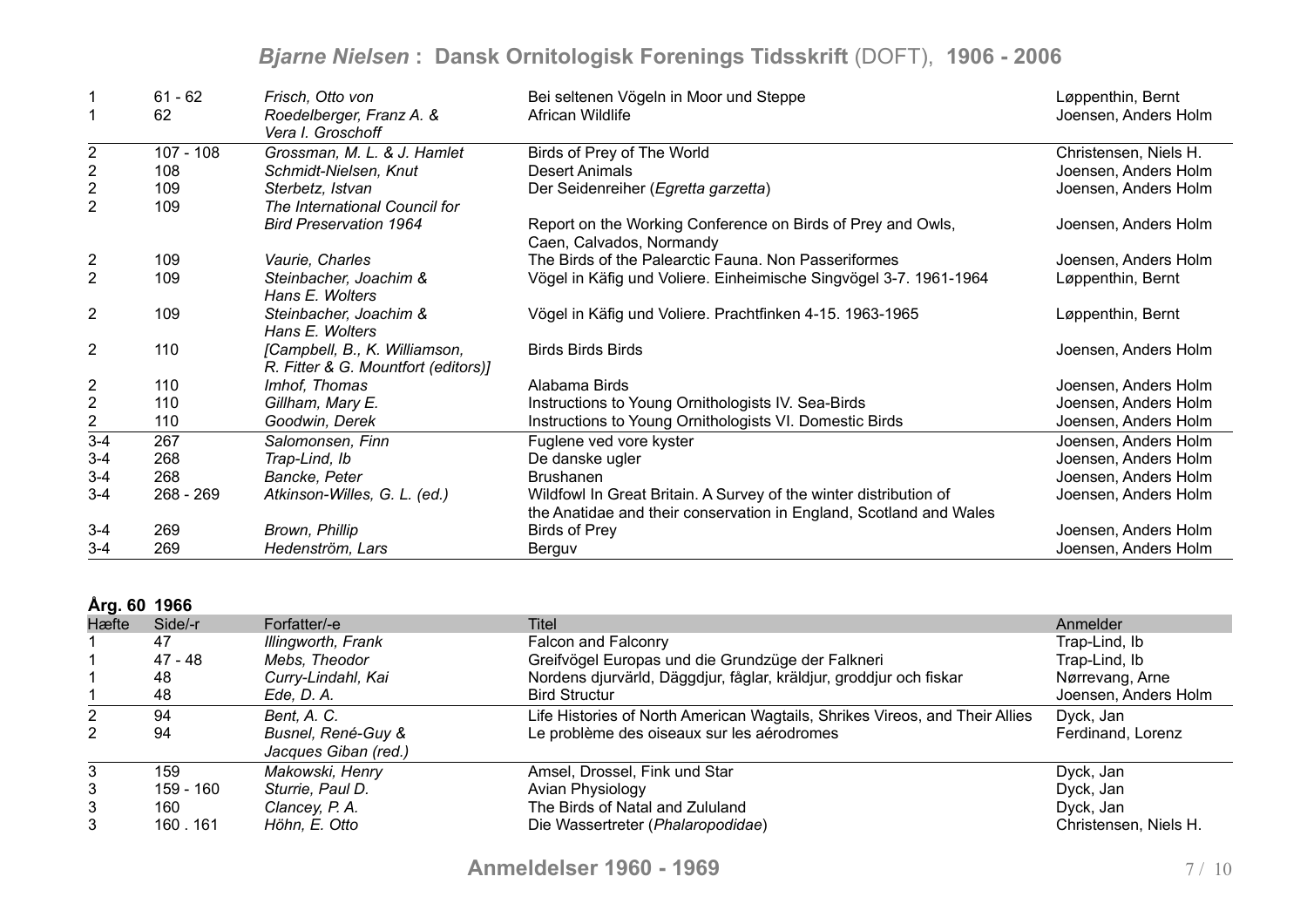| Hæfte | Side/-r | Forfatter/-e | Titel | Anmelder |
|---|---|---|---|---|
| 1 | 61 - 62 | *Frisch, Otto von* | Bei seltenen Vögeln in Moor und Steppe | Løppenthin, Bernt |
| 1 | 62 | *Roedelberger, Franz A. & Vera I. Groschoff* | African Wildlife | Joensen, Anders Holm |
| 2 | 107 - 108 | *Grossman, M. L. & J. Hamlet* | Birds of Prey of The World | Christensen, Niels H. |
| 2 | 108 | *Schmidt-Nielsen, Knut* | Desert Animals | Joensen, Anders Holm |
| 2 | 109 | *Sterbetz, Istvan* | Der Seidenreiher (*Egretta garzetta*) | Joensen, Anders Holm |
| 2 | 109 | *The International Council for Bird Preservation 1964* | Report on the Working Conference on Birds of Prey and Owls, Caen, Calvados, Normandy | Joensen, Anders Holm |
| 2 | 109 | *Vaurie, Charles* | The Birds of the Palearctic Fauna. Non Passeriformes | Joensen, Anders Holm |
| 2 | 109 | *Steinbacher, Joachim & Hans E. Wolters* | Vögel in Käfig und Voliere. Einheimische Singvögel 3-7. 1961-1964 | Løppenthin, Bernt |
| 2 | 109 | *Steinbacher, Joachim & Hans E. Wolters* | Vögel in Käfig und Voliere. Prachtfinken 4-15. 1963-1965 | Løppenthin, Bernt |
| 2 | 110 | *[Campbell, B., K. Williamson, R. Fitter & G. Mountfort (editors)]* | Birds Birds Birds | Joensen, Anders Holm |
| 2 | 110 | *Imhof, Thomas* | Alabama Birds | Joensen, Anders Holm |
| 2 | 110 | *Gillham, Mary E.* | Instructions to Young Ornithologists IV. Sea-Birds | Joensen, Anders Holm |
| 2 | 110 | *Goodwin, Derek* | Instructions to Young Ornithologists VI. Domestic Birds | Joensen, Anders Holm |
| 3-4 | 267 | *Salomonsen, Finn* | Fuglene ved vore kyster | Joensen, Anders Holm |
| 3-4 | 268 | *Trap-Lind, Ib* | De danske ugler | Joensen, Anders Holm |
| 3-4 | 268 | *Bancke, Peter* | Brushanen | Joensen, Anders Holm |
| 3-4 | 268 - 269 | *Atkinson-Willes, G. L. (ed.)* | Wildfowl In Great Britain. A Survey of the winter distribution of the Anatidae and their conservation in England, Scotland and Wales | Joensen, Anders Holm |
| 3-4 | 269 | *Brown, Phillip* | Birds of Prey | Joensen, Anders Holm |
| 3-4 | 269 | *Hedenström, Lars* | Berguv | Joensen, Anders Holm |

**Årg. 60 1966**

| Hæfte | Side/-r | Forfatter/-e | Titel | Anmelder |
|---|---|---|---|---|
| 1 | 47 | *Illingworth, Frank* | Falcon and Falconry | Trap-Lind, Ib |
| 1 | 47 - 48 | *Mebs, Theodor* | Greifvögel Europas und die Grundzüge der Falkneri | Trap-Lind, Ib |
| 1 | 48 | *Curry-Lindahl, Kai* | Nordens djurvärld, Däggdjur, fåglar, kräldjur, groddjur och fiskar | Nørrevang, Arne |
| 1 | 48 | *Ede, D. A.* | Bird Structur | Joensen, Anders Holm |
| 2 | 94 | *Bent, A. C.* | Life Histories of North American Wagtails, Shrikes Vireos, and Their Allies | Dyck, Jan |
| 2 | 94 | *Busnel, René-Guy & Jacques Giban (red.)* | Le problème des oiseaux sur les aérodromes | Ferdinand, Lorenz |
| 3 | 159 | *Makowski, Henry* | Amsel, Drossel, Fink und Star | Dyck, Jan |
| 3 | 159 - 160 | *Sturrie, Paul D.* | Avian Physiology | Dyck, Jan |
| 3 | 160 | *Clancey, P. A.* | The Birds of Natal and Zululand | Dyck, Jan |
| 3 | 160 . 161 | *Höhn, E. Otto* | Die Wassertreter (*Phalaropodidae*) | Christensen, Niels H. |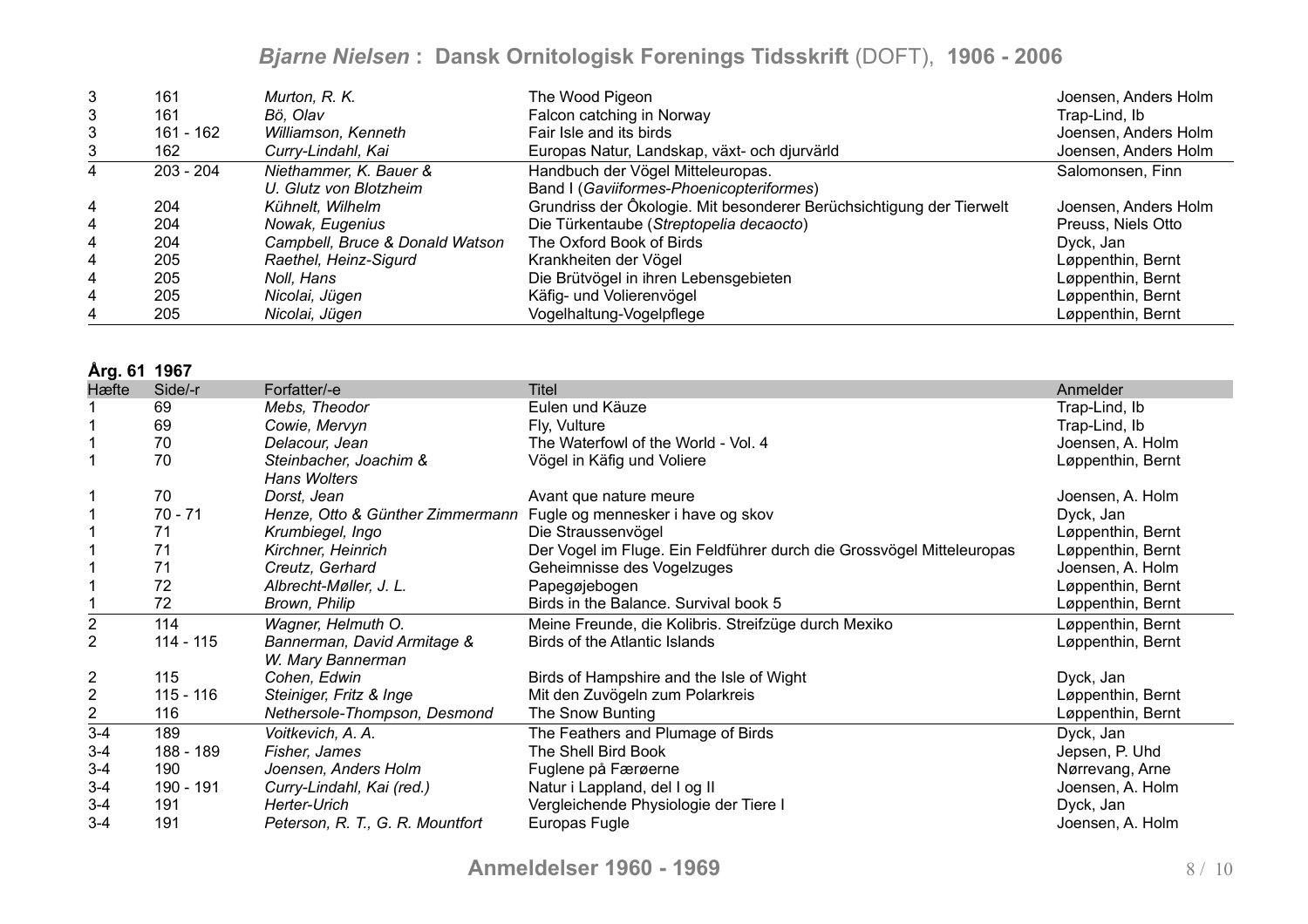| | | | | |
|---|---|---|---|---|
| 3 | 161 | *Murton, R. K.* | The Wood Pigeon | Joensen, Anders Holm |
| 3 | 161 | *Bö, Olav* | Falcon catching in Norway | Trap-Lind, Ib |
| 3 | 161 - 162 | *Williamson, Kenneth* | Fair Isle and its birds | Joensen, Anders Holm |
| 3 | 162 | *Curry-Lindahl, Kai* | Europas Natur, Landskap, växt- och djurvärld | Joensen, Anders Holm |
| 4 | 203 - 204 | *Niethammer, K. Bauer & U. Glutz von Blotzheim* | Handbuch der Vögel Mitteleuropas. Band I (*Gaviiformes-Phoenicopteriformes*) | Salomonsen, Finn |
| 4 | 204 | *Kühnelt, Wilhelm* | Grundriss der Ôkologie. Mit besonderer Berüchsichtigung der Tierwelt | Joensen, Anders Holm |
| 4 | 204 | *Nowak, Eugenius* | Die Türkentaube (*Streptopelia decaocto*) | Preuss, Niels Otto |
| 4 | 204 | *Campbell, Bruce & Donald Watson* | The Oxford Book of Birds | Dyck, Jan |
| 4 | 205 | *Raethel, Heinz-Sigurd* | Krankheiten der Vögel | Løppenthin, Bernt |
| 4 | 205 | *Noll, Hans* | Die Brütvögel in ihren Lebensgebieten | Løppenthin, Bernt |
| 4 | 205 | *Nicolai, Jügen* | Käfig- und Volierenvögel | Løppenthin, Bernt |
| 4 | 205 | *Nicolai, Jügen* | Vogelhaltung-Vogelpflege | Løppenthin, Bernt |

**Årg. 61 1967**

| Hæfte | Side/-r | Forfatter/-e | Titel | Anmelder |
|---|---|---|---|---|
| 1 | 69 | *Mebs, Theodor* | Eulen und Käuze | Trap-Lind, Ib |
| 1 | 69 | *Cowie, Mervyn* | Fly, Vulture | Trap-Lind, Ib |
| 1 | 70 | *Delacour, Jean* | The Waterfowl of the World - Vol. 4 | Joensen, A. Holm |
| 1 | 70 | *Steinbacher, Joachim & Hans Wolters* | Vögel in Käfig und Voliere | Løppenthin, Bernt |
| 1 | 70 | *Dorst, Jean* | Avant que nature meure | Joensen, A. Holm |
| 1 | 70 - 71 | *Henze, Otto & Günther Zimmermann* | Fugle og mennesker i have og skov | Dyck, Jan |
| 1 | 71 | *Krumbiegel, Ingo* | Die Straussenvögel | Løppenthin, Bernt |
| 1 | 71 | *Kirchner, Heinrich* | Der Vogel im Fluge. Ein Feldführer durch die Grossvögel Mitteleuropas | Løppenthin, Bernt |
| 1 | 71 | *Creutz, Gerhard* | Geheimnisse des Vogelzuges | Joensen, A. Holm |
| 1 | 72 | *Albrecht-Møller, J. L.* | Papegøjebogen | Løppenthin, Bernt |
| 1 | 72 | *Brown, Philip* | Birds in the Balance. Survival book 5 | Løppenthin, Bernt |
| 2 | 114 | *Wagner, Helmuth O.* | Meine Freunde, die Kolibris. Streifzüge durch Mexiko | Løppenthin, Bernt |
| 2 | 114 - 115 | *Bannerman, David Armitage & W. Mary Bannerman* | Birds of the Atlantic Islands | Løppenthin, Bernt |
| 2 | 115 | *Cohen, Edwin* | Birds of Hampshire and the Isle of Wight | Dyck, Jan |
| 2 | 115 - 116 | *Steiniger, Fritz & Inge* | Mit den Zuvögeln zum Polarkreis | Løppenthin, Bernt |
| 2 | 116 | *Nethersole-Thompson, Desmond* | The Snow Bunting | Løppenthin, Bernt |
| 3-4 | 189 | *Voitkevich, A. A.* | The Feathers and Plumage of Birds | Dyck, Jan |
| 3-4 | 188 - 189 | *Fisher, James* | The Shell Bird Book | Jepsen, P. Uhd |
| 3-4 | 190 | *Joensen, Anders Holm* | Fuglene på Færøerne | Nørrevang, Arne |
| 3-4 | 190 - 191 | *Curry-Lindahl, Kai (red.)* | Natur i Lappland, del I og II | Joensen, A. Holm |
| 3-4 | 191 | *Herter-Urich* | Vergleichende Physiologie der Tiere I | Dyck, Jan |
| 3-4 | 191 | *Peterson, R. T., G. R. Mountfort* | Europas Fugle | Joensen, A. Holm |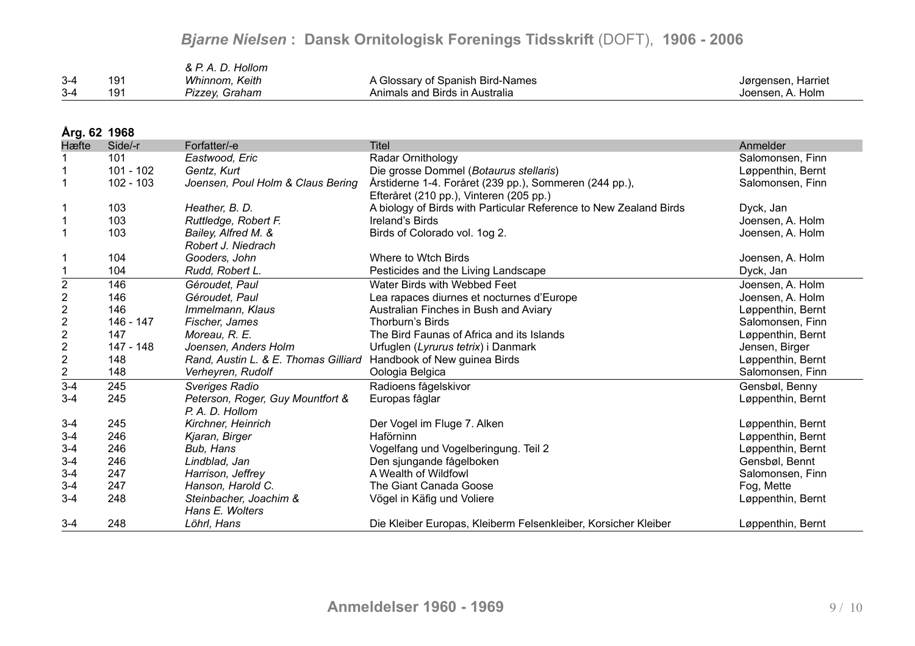| Hæfte | Side/-r | Forfatter/-e | Titel | Anmelder |
|---|---|---|---|---|
| | | *& P. A. D. Hollom* | | |
| 3-4 | 191 | *Whinnom, Keith* | A Glossary of Spanish Bird-Names | Jørgensen, Harriet |
| 3-4 | 191 | *Pizzey, Graham* | Animals and Birds in Australia | Joensen, A. Holm |

**Årg. 62 1968**

| Hæfte | Side/-r | Forfatter/-e | Titel | Anmelder |
|---|---|---|---|---|
| 1 | 101 | *Eastwood, Eric* | Radar Ornithology | Salomonsen, Finn |
| 1 | 101 - 102 | *Gentz, Kurt* | Die grosse Dommel (*Botaurus stellaris*) | Løppenthin, Bernt |
| 1 | 102 - 103 | *Joensen, Poul Holm & Claus Bering* | Årstiderne 1-4. Foråret (239 pp.), Sommeren (244 pp.), Efteråret (210 pp.), Vinteren (205 pp.) | Salomonsen, Finn |
| 1 | 103 | *Heather, B. D.* | A biology of Birds with Particular Reference to New Zealand Birds | Dyck, Jan |
| 1 | 103 | *Ruttledge, Robert F.* | Ireland's Birds | Joensen, A. Holm |
| 1 | 103 | *Bailey, Alfred M. & Robert J. Niedrach* | Birds of Colorado vol. 1og 2. | Joensen, A. Holm |
| 1 | 104 | *Gooders, John* | Where to Wtch Birds | Joensen, A. Holm |
| 1 | 104 | *Rudd, Robert L.* | Pesticides and the Living Landscape | Dyck, Jan |
| 2 | 146 | *Géroudet, Paul* | Water Birds with Webbed Feet | Joensen, A. Holm |
| 2 | 146 | *Géroudet, Paul* | Lea rapaces diurnes et nocturnes d'Europe | Joensen, A. Holm |
| 2 | 146 | *Immelmann, Klaus* | Australian Finches in Bush and Aviary | Løppenthin, Bernt |
| 2 | 146 - 147 | *Fischer, James* | Thorburn's Birds | Salomonsen, Finn |
| 2 | 147 | *Moreau, R. E.* | The Bird Faunas of Africa and its Islands | Løppenthin, Bernt |
| 2 | 147 - 148 | *Joensen, Anders Holm* | Urfuglen (*Lyrurus tetrix*) i Danmark | Jensen, Birger |
| 2 | 148 | *Rand, Austin L. & E. Thomas Gilliard* | Handbook of New guinea Birds | Løppenthin, Bernt |
| 2 | 148 | *Verheyren, Rudolf* | Oologia Belgica | Salomonsen, Finn |
| 3-4 | 245 | *Sveriges Radio* | Radioens fågelskivor | Gensbøl, Benny |
| 3-4 | 245 | *Peterson, Roger, Guy Mountfort & P. A. D. Hollom* | Europas fåglar | Løppenthin, Bernt |
| 3-4 | 245 | *Kirchner, Heinrich* | Der Vogel im Fluge 7. Alken | Løppenthin, Bernt |
| 3-4 | 246 | *Kjaran, Birger* | Haförninn | Løppenthin, Bernt |
| 3-4 | 246 | *Bub, Hans* | Vogelfang und Vogelberingung. Teil 2 | Løppenthin, Bernt |
| 3-4 | 246 | *Lindblad, Jan* | Den sjungande fågelboken | Gensbøl, Bennt |
| 3-4 | 247 | *Harrison, Jeffrey* | A Wealth of Wildfowl | Salomonsen, Finn |
| 3-4 | 247 | *Hanson, Harold C.* | The Giant Canada Goose | Fog, Mette |
| 3-4 | 248 | *Steinbacher, Joachim & Hans E. Wolters* | Vögel in Käfig und Voliere | Løppenthin, Bernt |
| 3-4 | 248 | *Löhrl, Hans* | Die Kleiber Europas, Kleiberm Felsenkleiber, Korsicher Kleiber | Løppenthin, Bernt |

**Anmeldelser 1960 - 1969**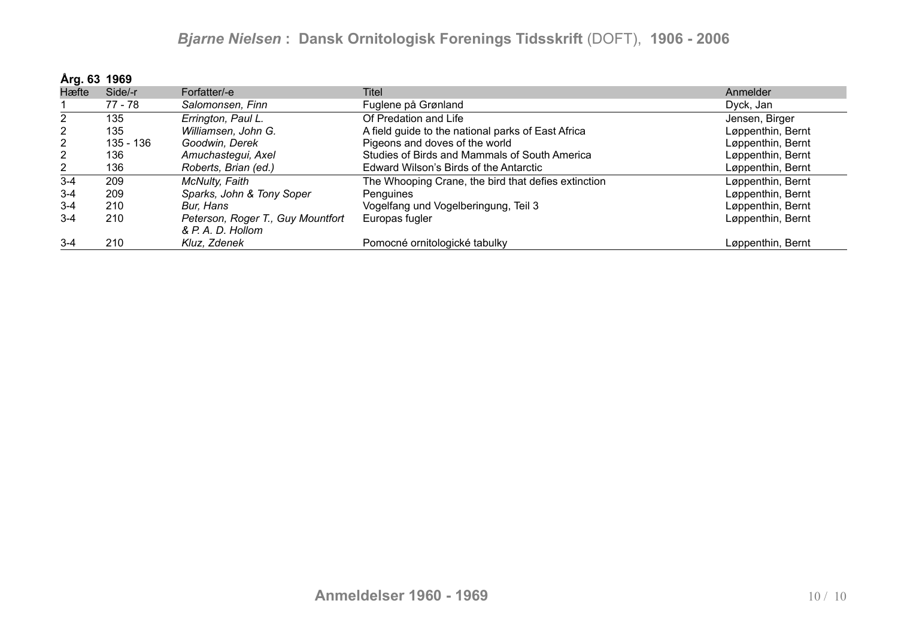**Årg. 63 1969**

| Hæfte | Side/-r | Forfatter/-e | Titel | Anmelder |
|---|---|---|---|---|
| 1 | 77 - 78 | *Salomonsen, Finn* | Fuglene på Grønland | Dyck, Jan |
| 2 | 135 | *Errington, Paul L.* | Of Predation and Life | Jensen, Birger |
| 2 | 135 | *Williamsen, John G.* | A field guide to the national parks of East Africa | Løppenthin, Bernt |
| 2 | 135 - 136 | *Goodwin, Derek* | Pigeons and doves of the world | Løppenthin, Bernt |
| 2 | 136 | *Amuchastegui, Axel* | Studies of Birds and Mammals of South America | Løppenthin, Bernt |
| 2 | 136 | *Roberts, Brian (ed.)* | Edward Wilson's Birds of the Antarctic | Løppenthin, Bernt |
| 3-4 | 209 | *McNulty, Faith* | The Whooping Crane, the bird that defies extinction | Løppenthin, Bernt |
| 3-4 | 209 | *Sparks, John & Tony Soper* | Penguines | Løppenthin, Bernt |
| 3-4 | 210 | *Bur, Hans* | Vogelfang und Vogelberingung, Teil 3 | Løppenthin, Bernt |
| 3-4 | 210 | *Peterson, Roger T., Guy Mountfort & P. A. D. Hollom* | Europas fugler | Løppenthin, Bernt |
| 3-4 | 210 | *Kluz, Zdenek* | Pomocné ornitologické tabulky | Løppenthin, Bernt |